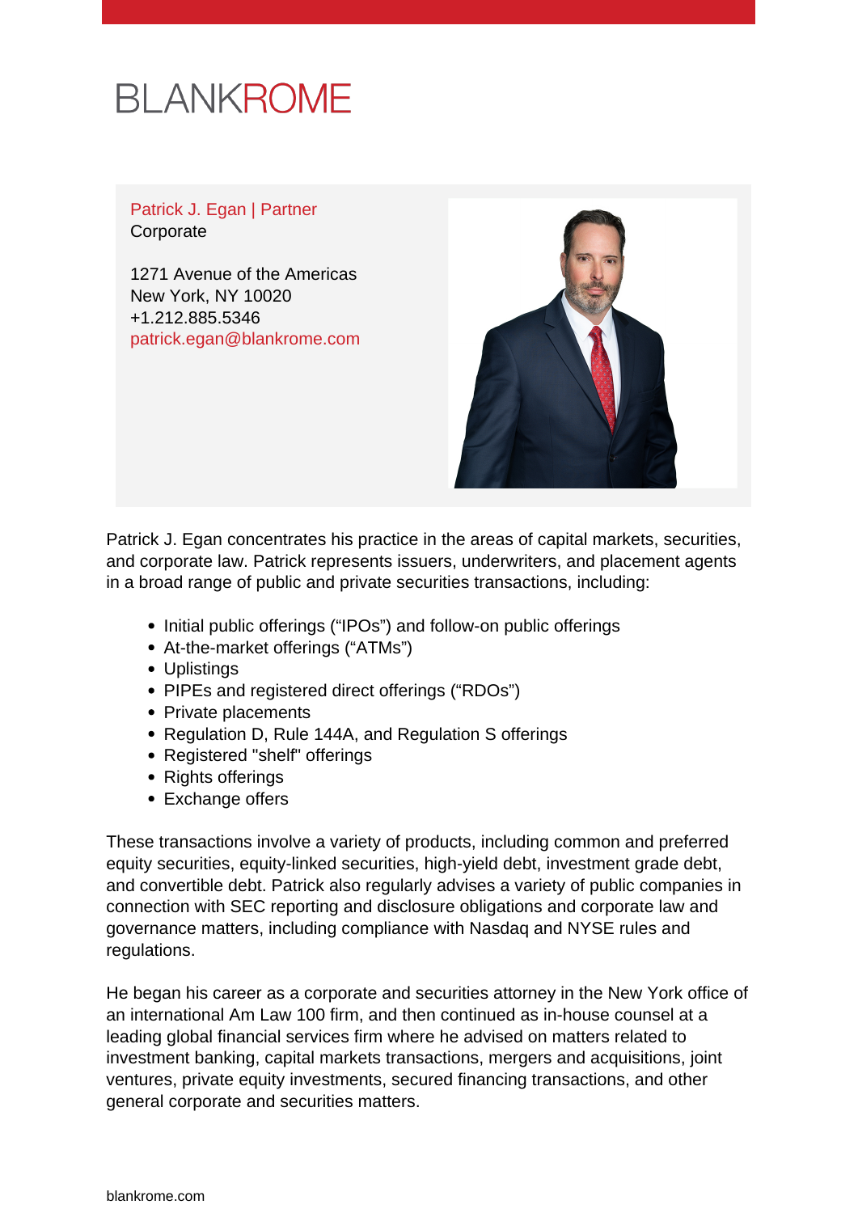# BLANKROME

**Patrick J. Egan | Partner**
Corporate

1271 Avenue of the Americas
New York, NY 10020
+1.212.885.5346
patrick.egan@blankrome.com

Patrick J. Egan concentrates his practice in the areas of capital markets, securities, and corporate law. Patrick represents issuers, underwriters, and placement agents in a broad range of public and private securities transactions, including:

- Initial public offerings ("IPOs") and follow-on public offerings
- At-the-market offerings ("ATMs")
- Uplistings
- PIPEs and registered direct offerings ("RDOs")
- Private placements
- Regulation D, Rule 144A, and Regulation S offerings
- Registered "shelf" offerings
- Rights offerings
- Exchange offers

These transactions involve a variety of products, including common and preferred equity securities, equity-linked securities, high-yield debt, investment grade debt, and convertible debt. Patrick also regularly advises a variety of public companies in connection with SEC reporting and disclosure obligations and corporate law and governance matters, including compliance with Nasdaq and NYSE rules and regulations.

He began his career as a corporate and securities attorney in the New York office of an international Am Law 100 firm, and then continued as in-house counsel at a leading global financial services firm where he advised on matters related to investment banking, capital markets transactions, mergers and acquisitions, joint ventures, private equity investments, secured financing transactions, and other general corporate and securities matters.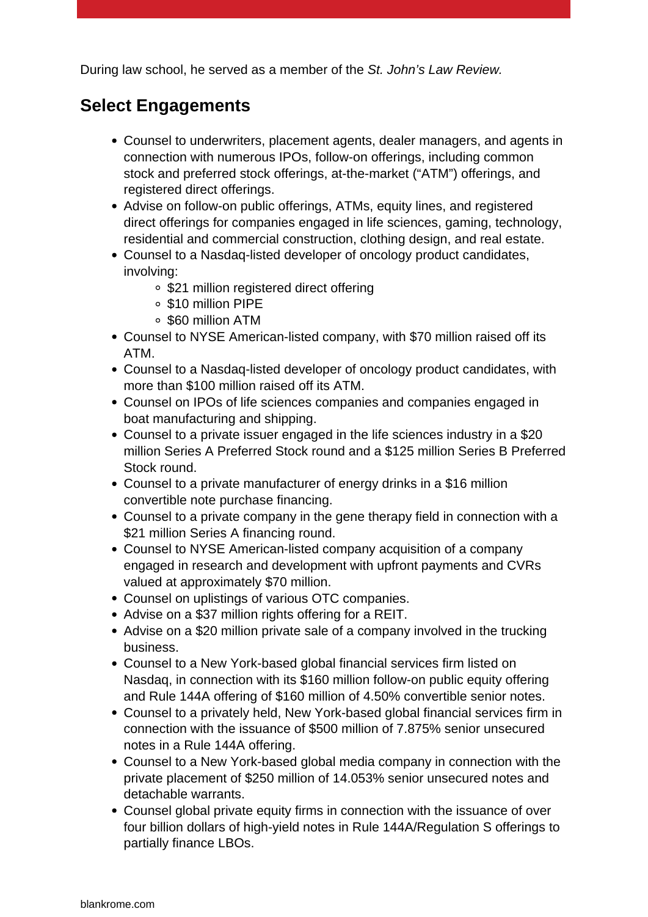During law school, he served as a member of the *St. John's Law Review.*

## Select Engagements

- Counsel to underwriters, placement agents, dealer managers, and agents in connection with numerous IPOs, follow-on offerings, including common stock and preferred stock offerings, at-the-market ("ATM") offerings, and registered direct offerings.
- Advise on follow-on public offerings, ATMs, equity lines, and registered direct offerings for companies engaged in life sciences, gaming, technology, residential and commercial construction, clothing design, and real estate.
- Counsel to a Nasdaq-listed developer of oncology product candidates, involving:
  - $21 million registered direct offering
  - $10 million PIPE
  - $60 million ATM
- Counsel to NYSE American-listed company, with $70 million raised off its ATM.
- Counsel to a Nasdaq-listed developer of oncology product candidates, with more than $100 million raised off its ATM.
- Counsel on IPOs of life sciences companies and companies engaged in boat manufacturing and shipping.
- Counsel to a private issuer engaged in the life sciences industry in a $20 million Series A Preferred Stock round and a $125 million Series B Preferred Stock round.
- Counsel to a private manufacturer of energy drinks in a $16 million convertible note purchase financing.
- Counsel to a private company in the gene therapy field in connection with a $21 million Series A financing round.
- Counsel to NYSE American-listed company acquisition of a company engaged in research and development with upfront payments and CVRs valued at approximately $70 million.
- Counsel on uplistings of various OTC companies.
- Advise on a $37 million rights offering for a REIT.
- Advise on a $20 million private sale of a company involved in the trucking business.
- Counsel to a New York-based global financial services firm listed on Nasdaq, in connection with its $160 million follow-on public equity offering and Rule 144A offering of $160 million of 4.50% convertible senior notes.
- Counsel to a privately held, New York-based global financial services firm in connection with the issuance of $500 million of 7.875% senior unsecured notes in a Rule 144A offering.
- Counsel to a New York-based global media company in connection with the private placement of $250 million of 14.053% senior unsecured notes and detachable warrants.
- Counsel global private equity firms in connection with the issuance of over four billion dollars of high-yield notes in Rule 144A/Regulation S offerings to partially finance LBOs.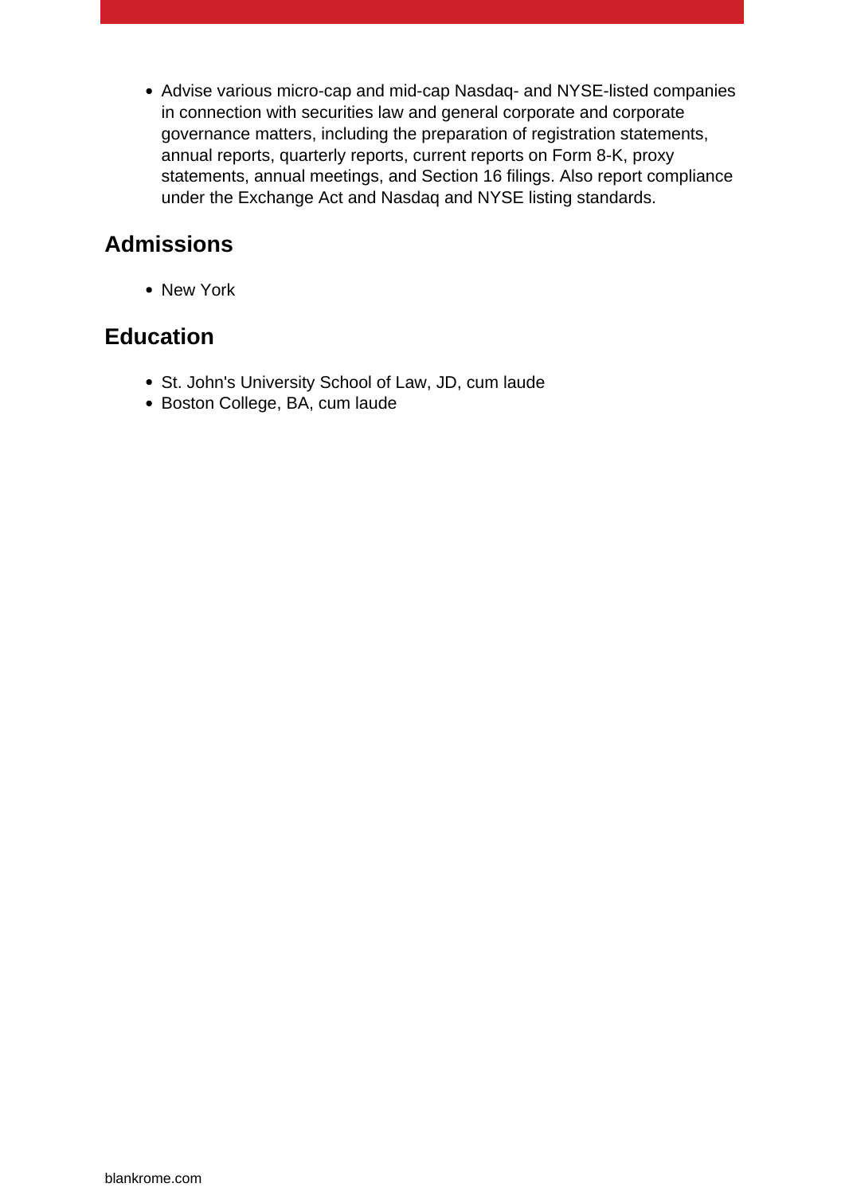- Advise various micro-cap and mid-cap Nasdaq- and NYSE-listed companies in connection with securities law and general corporate and corporate governance matters, including the preparation of registration statements, annual reports, quarterly reports, current reports on Form 8-K, proxy statements, annual meetings, and Section 16 filings. Also report compliance under the Exchange Act and Nasdaq and NYSE listing standards.

## Admissions

- New York

## Education

- St. John's University School of Law, JD, cum laude
- Boston College, BA, cum laude